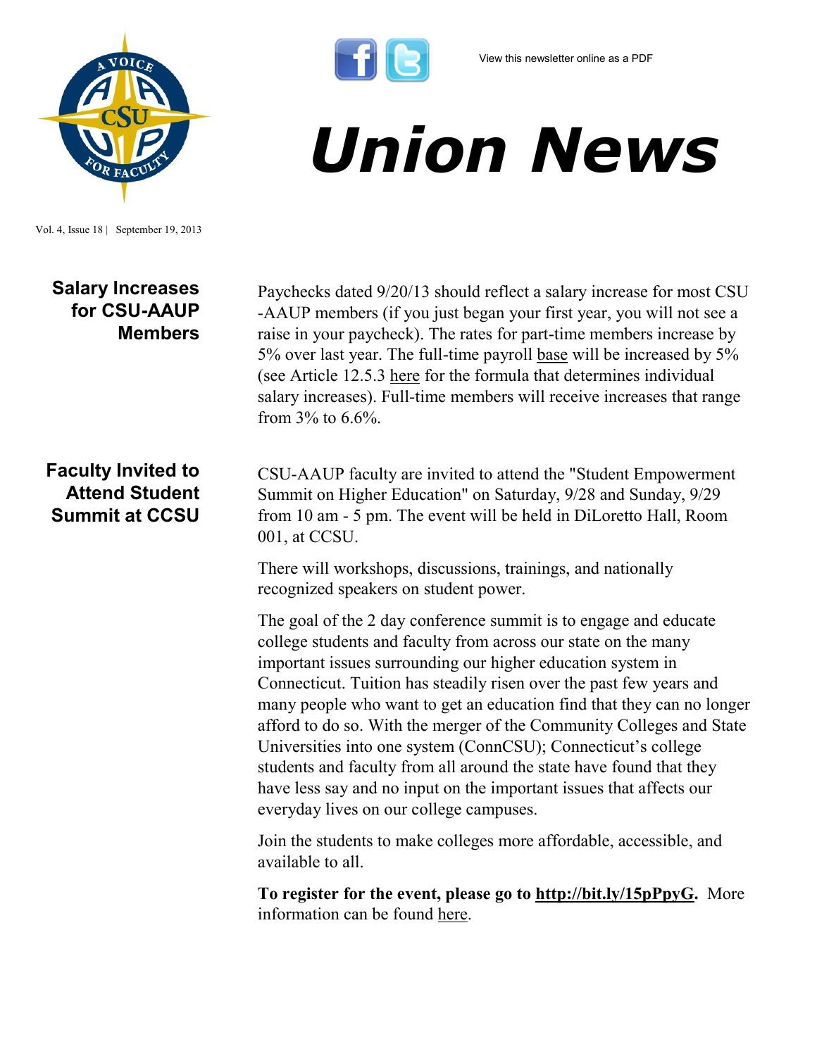View this newsletter online as a PDF

# Union News

Vol. 4, Issue 18 | September 19, 2013

## Salary Increases for CSU-AAUP Members

Paychecks dated 9/20/13 should reflect a salary increase for most CSU-AAUP members (if you just began your first year, you will not see a raise in your paycheck). The rates for part-time members increase by 5% over last year. The full-time payroll base will be increased by 5% (see Article 12.5.3 here for the formula that determines individual salary increases). Full-time members will receive increases that range from 3% to 6.6%.

## Faculty Invited to Attend Student Summit at CCSU

CSU-AAUP faculty are invited to attend the "Student Empowerment Summit on Higher Education" on Saturday, 9/28 and Sunday, 9/29 from 10 am - 5 pm. The event will be held in DiLoretto Hall, Room 001, at CCSU.

There will workshops, discussions, trainings, and nationally recognized speakers on student power.

The goal of the 2 day conference summit is to engage and educate college students and faculty from across our state on the many important issues surrounding our higher education system in Connecticut. Tuition has steadily risen over the past few years and many people who want to get an education find that they can no longer afford to do so. With the merger of the Community Colleges and State Universities into one system (ConnCSU); Connecticut's college students and faculty from all around the state have found that they have less say and no input on the important issues that affects our everyday lives on our college campuses.

Join the students to make colleges more affordable, accessible, and available to all.

**To register for the event, please go to http://bit.ly/15pPpyG.** More information can be found here.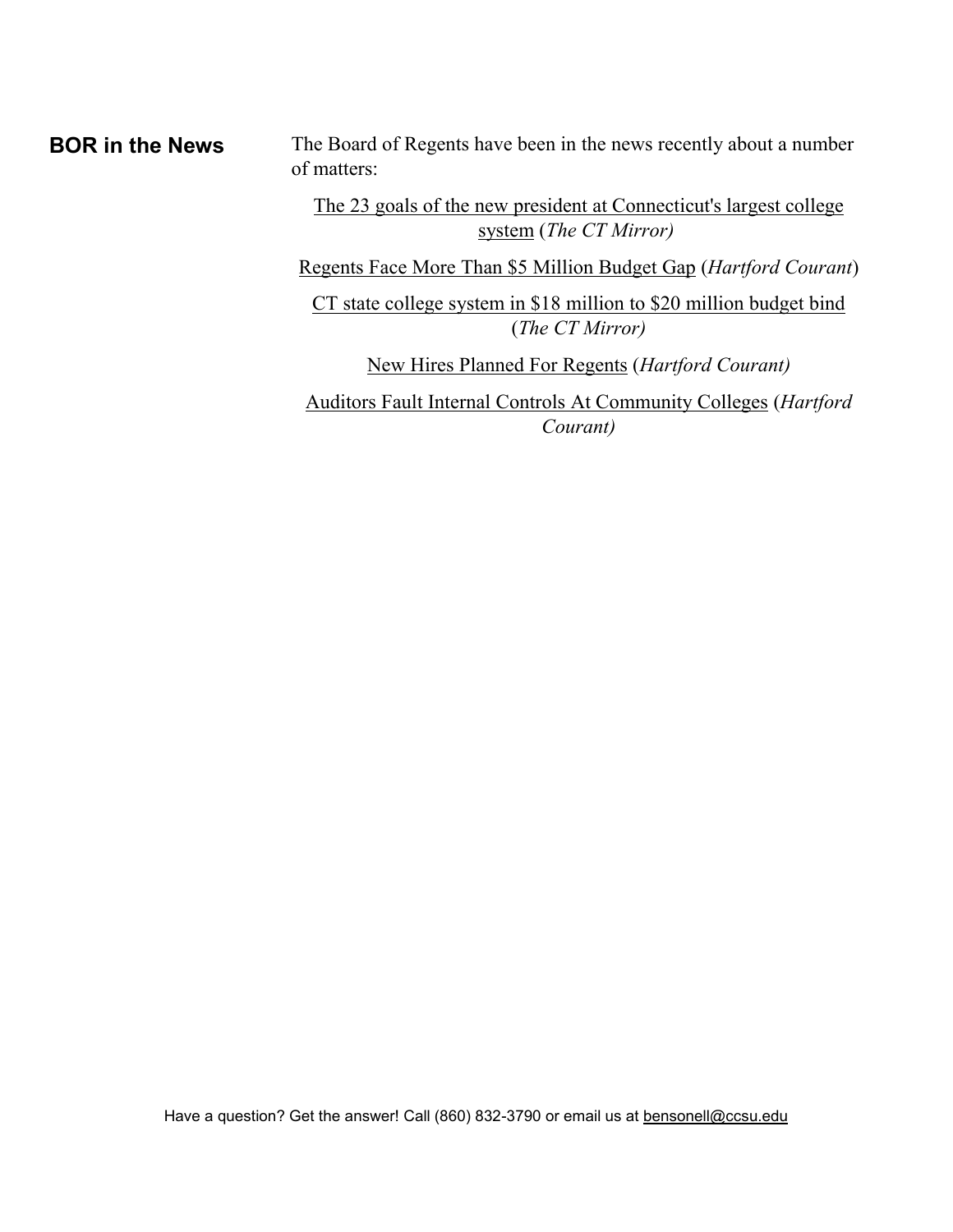## BOR in the News

The Board of Regents have been in the news recently about a number of matters:

The 23 goals of the new president at Connecticut's largest college system (*The CT Mirror)*

Regents Face More Than $5 Million Budget Gap (*Hartford Courant*)

CT state college system in $18 million to $20 million budget bind (*The CT Mirror)*

New Hires Planned For Regents (*Hartford Courant)*

Auditors Fault Internal Controls At Community Colleges (*Hartford Courant)*

Have a question? Get the answer! Call (860) 832-3790 or email us at bensonell@ccsu.edu